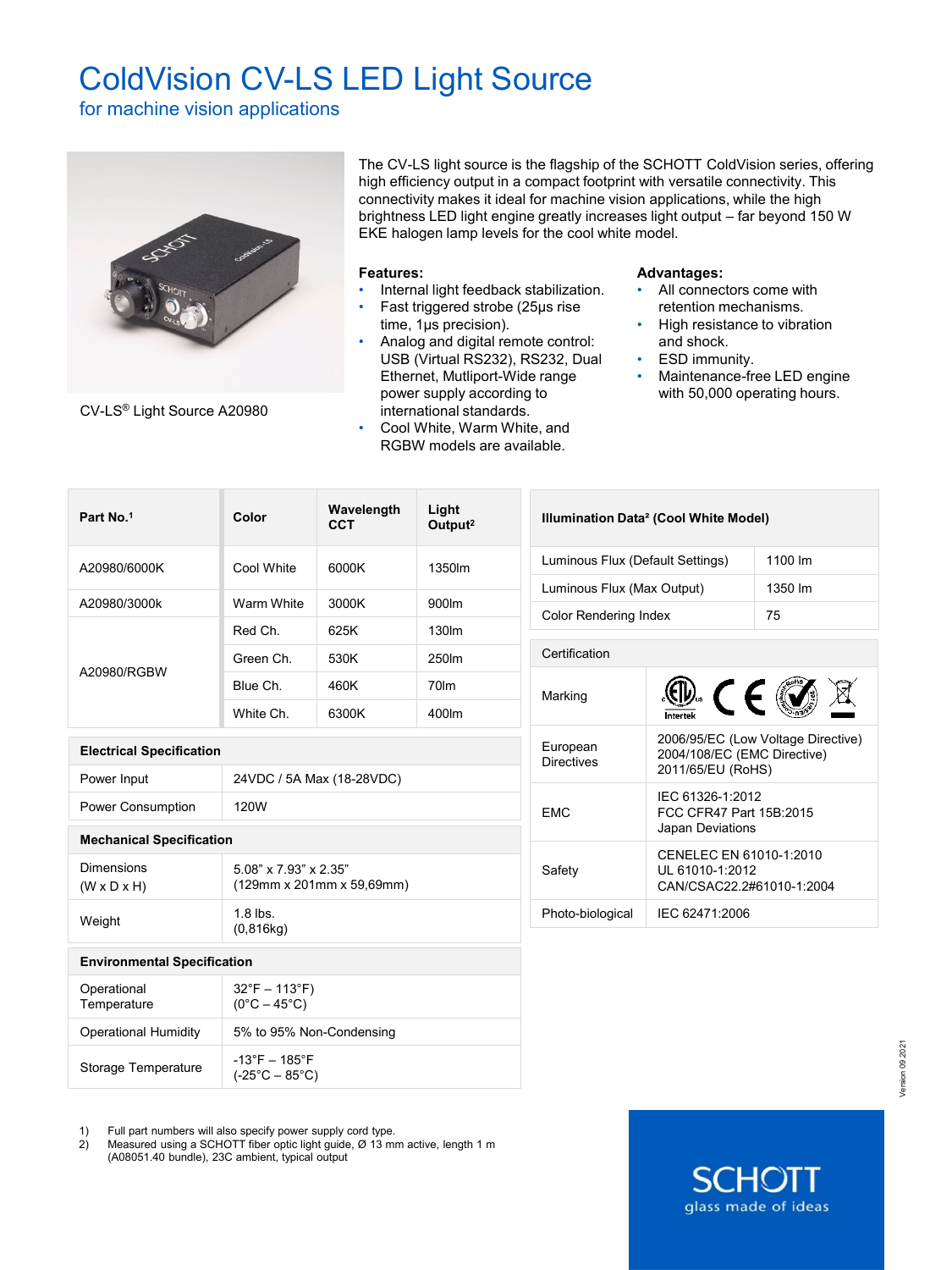# ColdVision CV-LS LED Light Source

## for machine vision applications

CV-LS® Light Source A20980

The CV-LS light source is the flagship of the SCHOTT ColdVision series, offering high efficiency output in a compact footprint with versatile connectivity. This connectivity makes it ideal for machine vision applications, while the high brightness LED light engine greatly increases light output – far beyond 150 W EKE halogen lamp levels for the cool white model.

**Features:**

- Internal light feedback stabilization.
- Fast triggered strobe (25µs rise time, 1µs precision).
- Analog and digital remote control: USB (Virtual RS232), RS232, Dual Ethernet, Mutliport-Wide range power supply according to international standards.
- Cool White, Warm White, and RGBW models are available.

**Advantages:**

- All connectors come with retention mechanisms.
- High resistance to vibration and shock.
- ESD immunity.
- Maintenance-free LED engine with 50,000 operating hours.

| Part No.[1] | Color | Wavelength CCT | Light Output[2] |
|---|---|---|---|
| A20980/6000K | Cool White | 6000K | 1350lm |
| A20980/3000k | Warm White | 3000K | 900lm |
| A20980/RGBW | Red Ch. | 625K | 130lm |
| | Green Ch. | 530K | 250lm |
| | Blue Ch. | 460K | 70lm |
| | White Ch. | 6300K | 400lm |

| Electrical Specification | |
|---|---|
| Power Input | 24VDC / 5A Max (18-28VDC) |
| Power Consumption | 120W |

| Mechanical Specification | |
|---|---|
| Dimensions (W x D x H) | 5.08" x 7.93" x 2.35" (129mm x 201mm x 59,69mm) |
| Weight | 1.8 lbs. (0,816kg) |

| Environmental Specification | |
|---|---|
| Operational Temperature | 32°F – 113°F) (0°C – 45°C) |
| Operational Humidity | 5% to 95% Non-Condensing |
| Storage Temperature | -13°F – 185°F (-25°C – 85°C) |

| Illumination Data[2] (Cool White Model) | |
|---|---|
| Luminous Flux (Default Settings) | 1100 lm |
| Luminous Flux (Max Output) | 1350 lm |
| Color Rendering Index | 75 |

| Certification | |
|---|---|
| Marking | ETL Intertek, CE, RoHS, WEEE |
| European Directives | 2006/95/EC (Low Voltage Directive) 2004/108/EC (EMC Directive) 2011/65/EU (RoHS) |
| EMC | IEC 61326-1:2012 FCC CFR47 Part 15B:2015 Japan Deviations |
| Safety | CENELEC EN 61010-1:2010 UL 61010-1:2012 CAN/CSAC22.2#61010-1:2004 |
| Photo-biological | IEC 62471:2006 |

1) Full part numbers will also specify power supply cord type.
2) Measured using a SCHOTT fiber optic light guide, Ø 13 mm active, length 1 m (A08051.40 bundle), 23C ambient, typical output

Version 09.2021

SCHOTT
glass made of ideas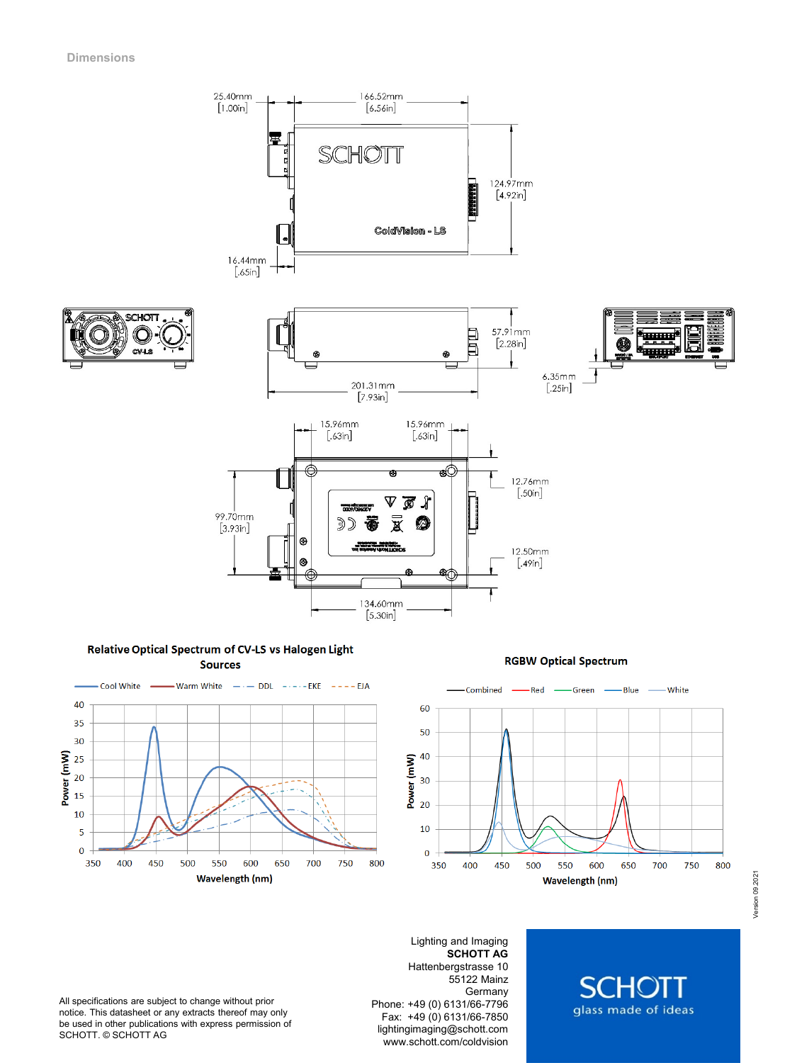## Dimensions

25.40mm
[1.00in]

166.52mm
[6.56in]

124.97mm
[4.92in]

16.44mm
[.65in]

SCHOTT

ColdVision - LS

SCHOTT
CV-LS

57.91mm
[2.28in]

201.31mm
[7.93in]

6.35mm
[.25in]

15.96mm
[.63in]

15.96mm
[.63in]

12.76mm
[.50in]

99.70mm
[3.93in]

12.50mm
[.49in]

134.60mm
[5.30in]

**Relative Optical Spectrum of CV-LS vs Halogen Light Sources**

Cool White, Warm White, DDL, EKE, EJA

Power (mW)

40, 35, 30, 25, 20, 15, 10, 5, 0

350, 400, 450, 500, 550, 600, 650, 700, 750, 800

Wavelength (nm)

**RGBW Optical Spectrum**

Combined, Red, Green, Blue, White

Power (mW)

60, 50, 40, 30, 20, 10, 0

350, 400, 450, 500, 550, 600, 650, 700, 750, 800

Wavelength (nm)

Version 09.2021

All specifications are subject to change without prior notice. This datasheet or any extracts thereof may only be used in other publications with express permission of SCHOTT. © SCHOTT AG

Lighting and Imaging
**SCHOTT AG**
Hattenbergstrasse 10
55122 Mainz
Germany
Phone: +49 (0) 6131/66-7796
Fax: +49 (0) 6131/66-7850
lightingimaging@schott.com
www.schott.com/coldvision

SCHOTT
glass made of ideas